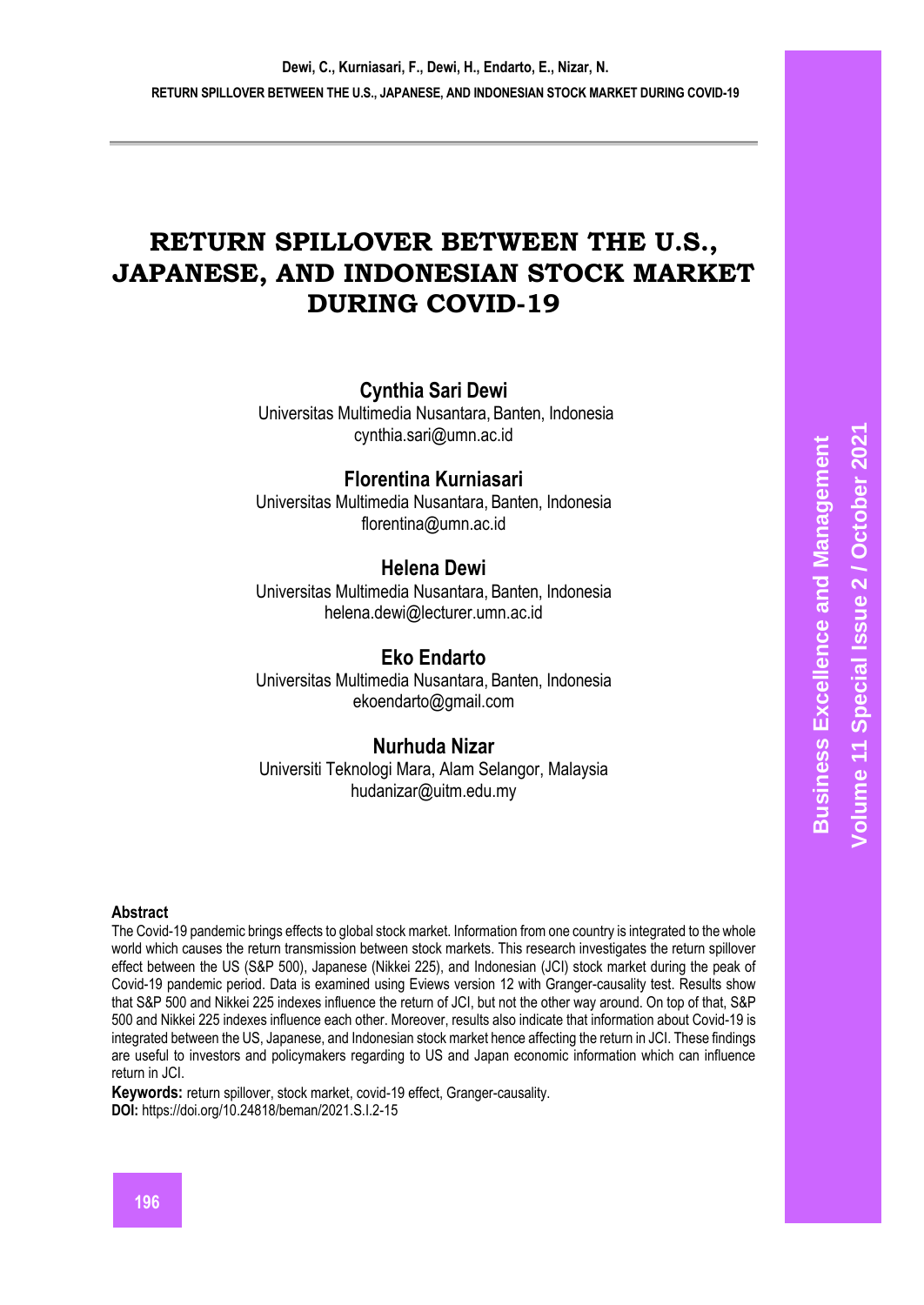# RETURN SPILLOVER BETWEEN THE U.S., JAPANESE, AND INDONESIAN STOCK MARKET DURING COVID-19

**Cynthia Sari Dewi**
Universitas Multimedia Nusantara, Banten, Indonesia
cynthia.sari@umn.ac.id

**Florentina Kurniasari**
Universitas Multimedia Nusantara, Banten, Indonesia
florentina@umn.ac.id

**Helena Dewi**
Universitas Multimedia Nusantara, Banten, Indonesia
helena.dewi@lecturer.umn.ac.id

**Eko Endarto**
Universitas Multimedia Nusantara, Banten, Indonesia
ekoendarto@gmail.com

**Nurhuda Nizar**
Universiti Teknologi Mara, Alam Selangor, Malaysia
hudanizar@uitm.edu.my

## Abstract

The Covid-19 pandemic brings effects to global stock market. Information from one country is integrated to the whole world which causes the return transmission between stock markets. This research investigates the return spillover effect between the US (S&P 500), Japanese (Nikkei 225), and Indonesian (JCI) stock market during the peak of Covid-19 pandemic period. Data is examined using Eviews version 12 with Granger-causality test. Results show that S&P 500 and Nikkei 225 indexes influence the return of JCI, but not the other way around. On top of that, S&P 500 and Nikkei 225 indexes influence each other. Moreover, results also indicate that information about Covid-19 is integrated between the US, Japanese, and Indonesian stock market hence affecting the return in JCI. These findings are useful to investors and policymakers regarding to US and Japan economic information which can influence return in JCI.

**Keywords:** return spillover, stock market, covid-19 effect, Granger-causality.
**DOI:** https://doi.org/10.24818/beman/2021.S.I.2-15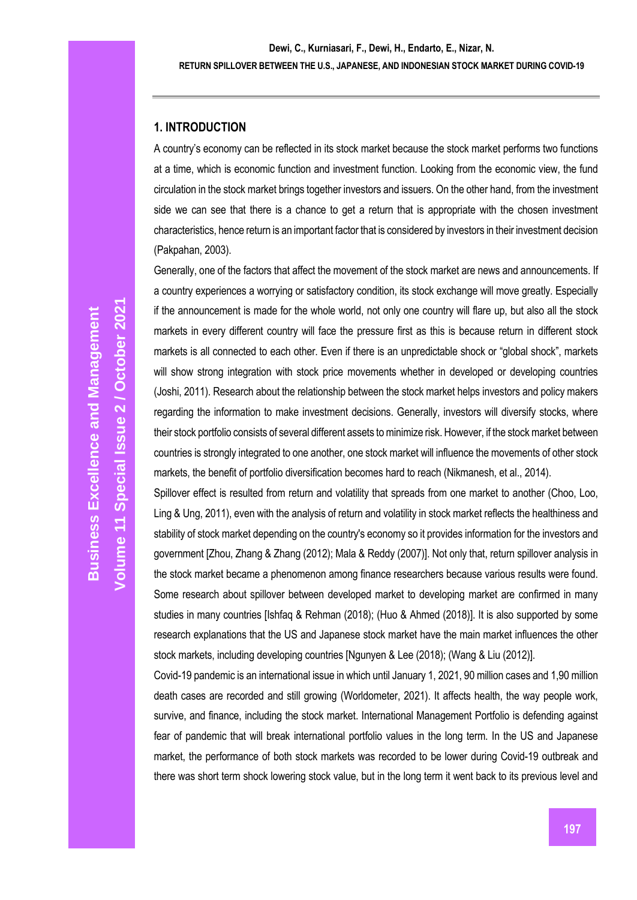## 1. INTRODUCTION

A country's economy can be reflected in its stock market because the stock market performs two functions at a time, which is economic function and investment function. Looking from the economic view, the fund circulation in the stock market brings together investors and issuers. On the other hand, from the investment side we can see that there is a chance to get a return that is appropriate with the chosen investment characteristics, hence return is an important factor that is considered by investors in their investment decision (Pakpahan, 2003).

Generally, one of the factors that affect the movement of the stock market are news and announcements. If a country experiences a worrying or satisfactory condition, its stock exchange will move greatly. Especially if the announcement is made for the whole world, not only one country will flare up, but also all the stock markets in every different country will face the pressure first as this is because return in different stock markets is all connected to each other. Even if there is an unpredictable shock or "global shock", markets will show strong integration with stock price movements whether in developed or developing countries (Joshi, 2011). Research about the relationship between the stock market helps investors and policy makers regarding the information to make investment decisions. Generally, investors will diversify stocks, where their stock portfolio consists of several different assets to minimize risk. However, if the stock market between countries is strongly integrated to one another, one stock market will influence the movements of other stock markets, the benefit of portfolio diversification becomes hard to reach (Nikmanesh, et al., 2014).

Spillover effect is resulted from return and volatility that spreads from one market to another (Choo, Loo, Ling & Ung, 2011), even with the analysis of return and volatility in stock market reflects the healthiness and stability of stock market depending on the country's economy so it provides information for the investors and government [Zhou, Zhang & Zhang (2012); Mala & Reddy (2007)]. Not only that, return spillover analysis in the stock market became a phenomenon among finance researchers because various results were found. Some research about spillover between developed market to developing market are confirmed in many studies in many countries [Ishfaq & Rehman (2018); (Huo & Ahmed (2018)]. It is also supported by some research explanations that the US and Japanese stock market have the main market influences the other stock markets, including developing countries [Ngunyen & Lee (2018); (Wang & Liu (2012)].

Covid-19 pandemic is an international issue in which until January 1, 2021, 90 million cases and 1,90 million death cases are recorded and still growing (Worldometer, 2021). It affects health, the way people work, survive, and finance, including the stock market. International Management Portfolio is defending against fear of pandemic that will break international portfolio values in the long term. In the US and Japanese market, the performance of both stock markets was recorded to be lower during Covid-19 outbreak and there was short term shock lowering stock value, but in the long term it went back to its previous level and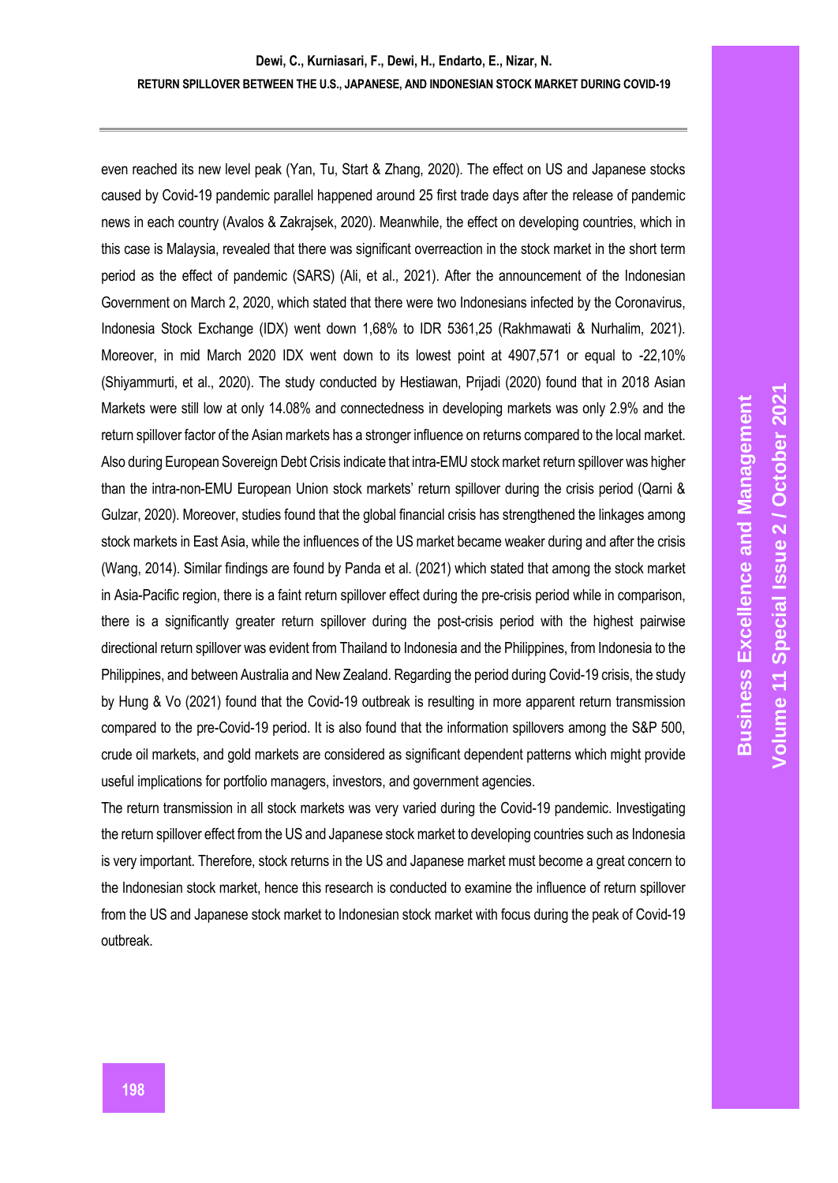even reached its new level peak (Yan, Tu, Start & Zhang, 2020). The effect on US and Japanese stocks caused by Covid-19 pandemic parallel happened around 25 first trade days after the release of pandemic news in each country (Avalos & Zakrajsek, 2020). Meanwhile, the effect on developing countries, which in this case is Malaysia, revealed that there was significant overreaction in the stock market in the short term period as the effect of pandemic (SARS) (Ali, et al., 2021). After the announcement of the Indonesian Government on March 2, 2020, which stated that there were two Indonesians infected by the Coronavirus, Indonesia Stock Exchange (IDX) went down 1,68% to IDR 5361,25 (Rakhmawati & Nurhalim, 2021). Moreover, in mid March 2020 IDX went down to its lowest point at 4907,571 or equal to -22,10% (Shiyammurti, et al., 2020). The study conducted by Hestiawan, Prijadi (2020) found that in 2018 Asian Markets were still low at only 14.08% and connectedness in developing markets was only 2.9% and the return spillover factor of the Asian markets has a stronger influence on returns compared to the local market. Also during European Sovereign Debt Crisis indicate that intra-EMU stock market return spillover was higher than the intra-non-EMU European Union stock markets' return spillover during the crisis period (Qarni & Gulzar, 2020). Moreover, studies found that the global financial crisis has strengthened the linkages among stock markets in East Asia, while the influences of the US market became weaker during and after the crisis (Wang, 2014). Similar findings are found by Panda et al. (2021) which stated that among the stock market in Asia-Pacific region, there is a faint return spillover effect during the pre-crisis period while in comparison, there is a significantly greater return spillover during the post-crisis period with the highest pairwise directional return spillover was evident from Thailand to Indonesia and the Philippines, from Indonesia to the Philippines, and between Australia and New Zealand. Regarding the period during Covid-19 crisis, the study by Hung & Vo (2021) found that the Covid-19 outbreak is resulting in more apparent return transmission compared to the pre-Covid-19 period. It is also found that the information spillovers among the S&P 500, crude oil markets, and gold markets are considered as significant dependent patterns which might provide useful implications for portfolio managers, investors, and government agencies.

The return transmission in all stock markets was very varied during the Covid-19 pandemic. Investigating the return spillover effect from the US and Japanese stock market to developing countries such as Indonesia is very important. Therefore, stock returns in the US and Japanese market must become a great concern to the Indonesian stock market, hence this research is conducted to examine the influence of return spillover from the US and Japanese stock market to Indonesian stock market with focus during the peak of Covid-19 outbreak.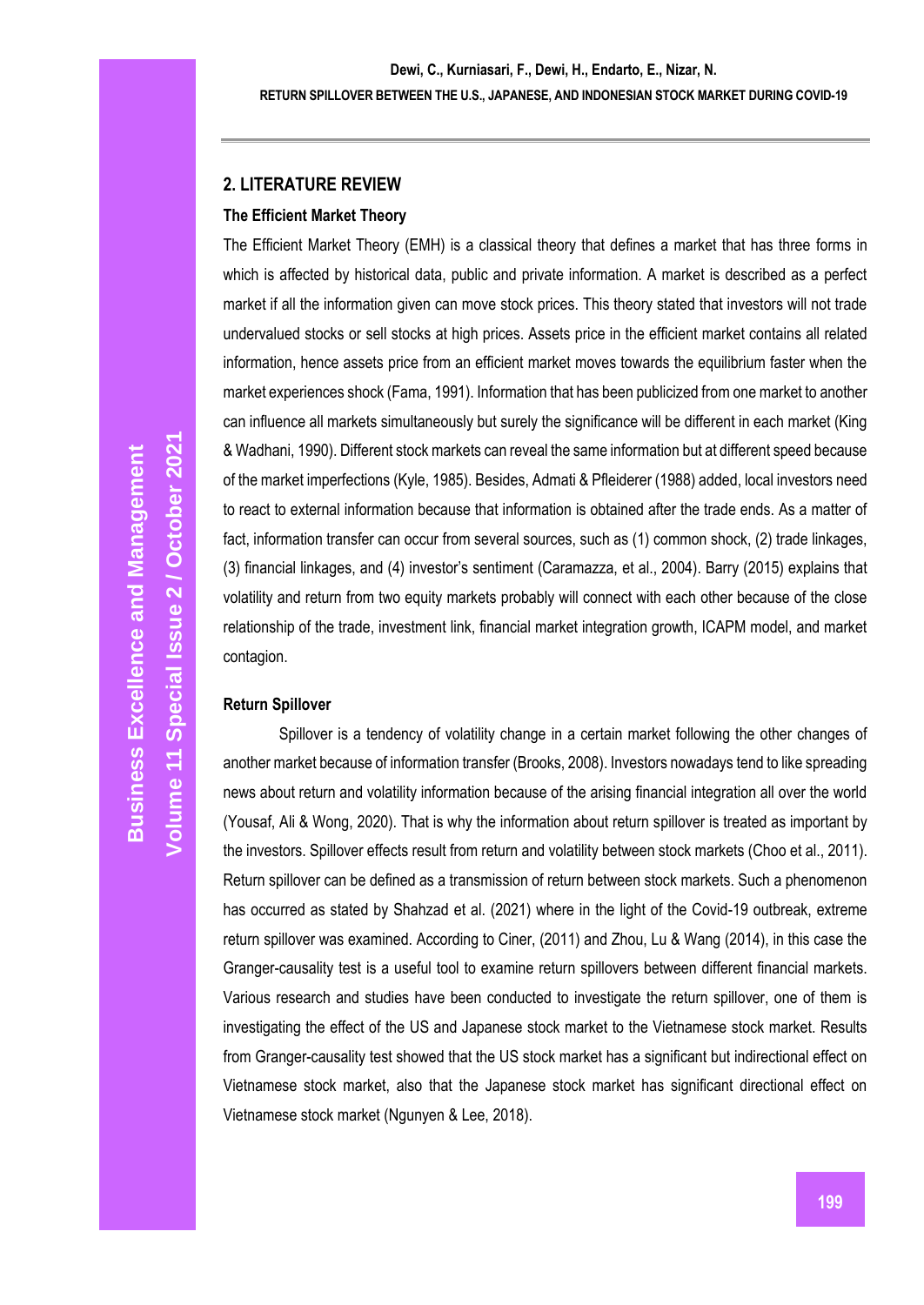## 2. LITERATURE REVIEW

### The Efficient Market Theory

The Efficient Market Theory (EMH) is a classical theory that defines a market that has three forms in which is affected by historical data, public and private information. A market is described as a perfect market if all the information given can move stock prices. This theory stated that investors will not trade undervalued stocks or sell stocks at high prices. Assets price in the efficient market contains all related information, hence assets price from an efficient market moves towards the equilibrium faster when the market experiences shock (Fama, 1991). Information that has been publicized from one market to another can influence all markets simultaneously but surely the significance will be different in each market (King & Wadhani, 1990). Different stock markets can reveal the same information but at different speed because of the market imperfections (Kyle, 1985). Besides, Admati & Pfleiderer (1988) added, local investors need to react to external information because that information is obtained after the trade ends. As a matter of fact, information transfer can occur from several sources, such as (1) common shock, (2) trade linkages, (3) financial linkages, and (4) investor's sentiment (Caramazza, et al., 2004). Barry (2015) explains that volatility and return from two equity markets probably will connect with each other because of the close relationship of the trade, investment link, financial market integration growth, ICAPM model, and market contagion.

### Return Spillover

Spillover is a tendency of volatility change in a certain market following the other changes of another market because of information transfer (Brooks, 2008). Investors nowadays tend to like spreading news about return and volatility information because of the arising financial integration all over the world (Yousaf, Ali & Wong, 2020). That is why the information about return spillover is treated as important by the investors. Spillover effects result from return and volatility between stock markets (Choo et al., 2011). Return spillover can be defined as a transmission of return between stock markets. Such a phenomenon has occurred as stated by Shahzad et al. (2021) where in the light of the Covid-19 outbreak, extreme return spillover was examined. According to Ciner, (2011) and Zhou, Lu & Wang (2014), in this case the Granger-causality test is a useful tool to examine return spillovers between different financial markets. Various research and studies have been conducted to investigate the return spillover, one of them is investigating the effect of the US and Japanese stock market to the Vietnamese stock market. Results from Granger-causality test showed that the US stock market has a significant but indirectional effect on Vietnamese stock market, also that the Japanese stock market has significant directional effect on Vietnamese stock market (Ngunyen & Lee, 2018).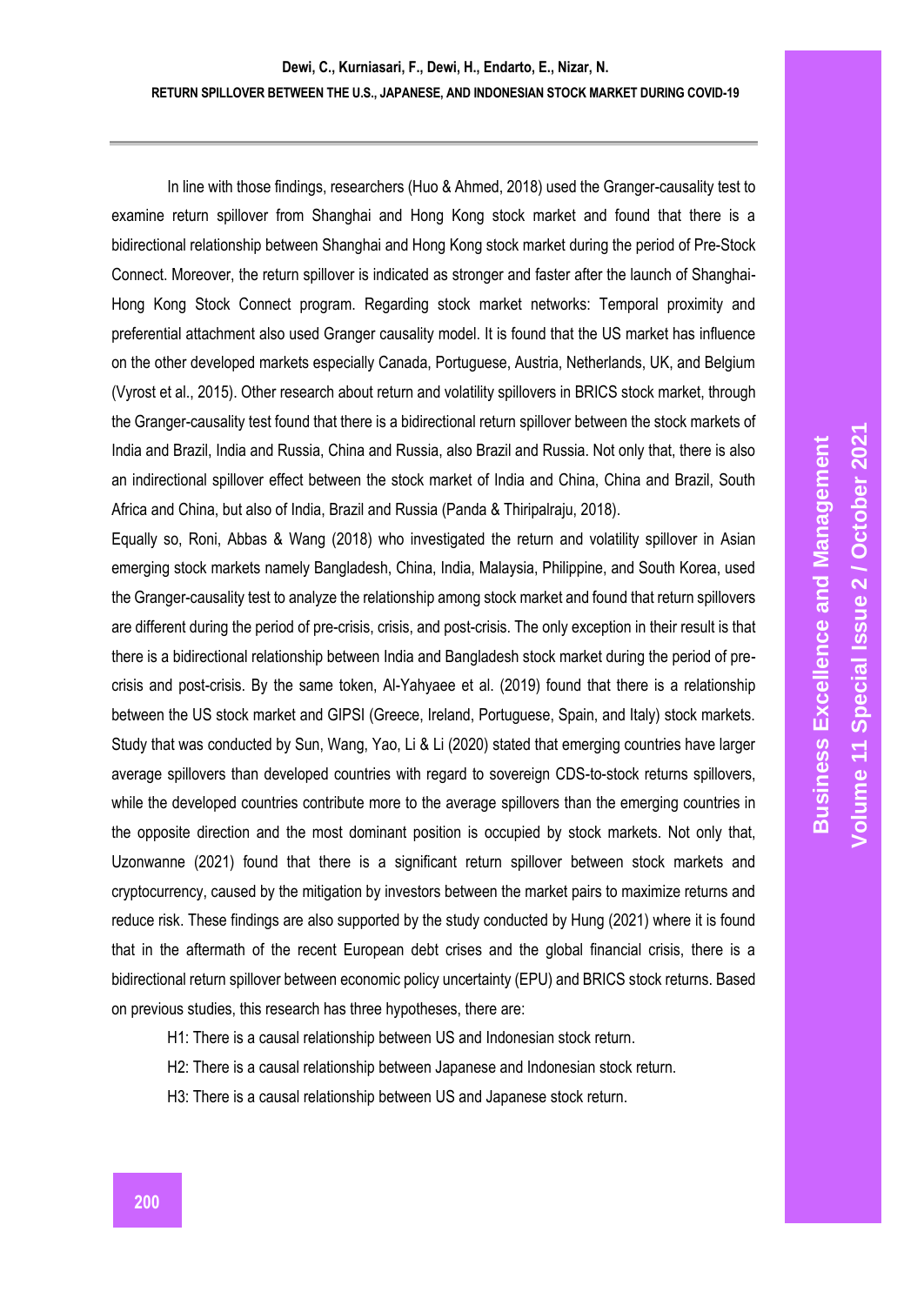In line with those findings, researchers (Huo & Ahmed, 2018) used the Granger-causality test to examine return spillover from Shanghai and Hong Kong stock market and found that there is a bidirectional relationship between Shanghai and Hong Kong stock market during the period of Pre-Stock Connect. Moreover, the return spillover is indicated as stronger and faster after the launch of Shanghai-Hong Kong Stock Connect program. Regarding stock market networks: Temporal proximity and preferential attachment also used Granger causality model. It is found that the US market has influence on the other developed markets especially Canada, Portuguese, Austria, Netherlands, UK, and Belgium (Vyrost et al., 2015). Other research about return and volatility spillovers in BRICS stock market, through the Granger-causality test found that there is a bidirectional return spillover between the stock markets of India and Brazil, India and Russia, China and Russia, also Brazil and Russia. Not only that, there is also an indirectional spillover effect between the stock market of India and China, China and Brazil, South Africa and China, but also of India, Brazil and Russia (Panda & Thiripalraju, 2018).

Equally so, Roni, Abbas & Wang (2018) who investigated the return and volatility spillover in Asian emerging stock markets namely Bangladesh, China, India, Malaysia, Philippine, and South Korea, used the Granger-causality test to analyze the relationship among stock market and found that return spillovers are different during the period of pre-crisis, crisis, and post-crisis. The only exception in their result is that there is a bidirectional relationship between India and Bangladesh stock market during the period of pre-crisis and post-crisis. By the same token, Al-Yahyaee et al. (2019) found that there is a relationship between the US stock market and GIPSI (Greece, Ireland, Portuguese, Spain, and Italy) stock markets. Study that was conducted by Sun, Wang, Yao, Li & Li (2020) stated that emerging countries have larger average spillovers than developed countries with regard to sovereign CDS-to-stock returns spillovers, while the developed countries contribute more to the average spillovers than the emerging countries in the opposite direction and the most dominant position is occupied by stock markets. Not only that, Uzonwanne (2021) found that there is a significant return spillover between stock markets and cryptocurrency, caused by the mitigation by investors between the market pairs to maximize returns and reduce risk. These findings are also supported by the study conducted by Hung (2021) where it is found that in the aftermath of the recent European debt crises and the global financial crisis, there is a bidirectional return spillover between economic policy uncertainty (EPU) and BRICS stock returns. Based on previous studies, this research has three hypotheses, there are:

H1: There is a causal relationship between US and Indonesian stock return.

H2: There is a causal relationship between Japanese and Indonesian stock return.

H3: There is a causal relationship between US and Japanese stock return.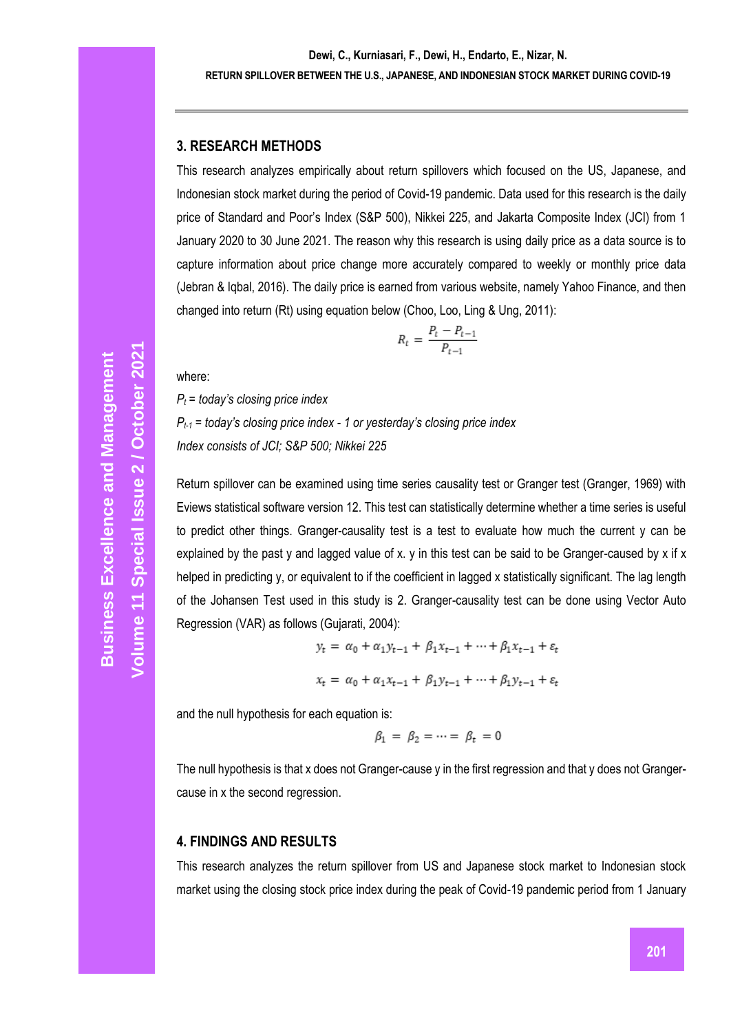## 3. RESEARCH METHODS

This research analyzes empirically about return spillovers which focused on the US, Japanese, and Indonesian stock market during the period of Covid-19 pandemic. Data used for this research is the daily price of Standard and Poor's Index (S&P 500), Nikkei 225, and Jakarta Composite Index (JCI) from 1 January 2020 to 30 June 2021. The reason why this research is using daily price as a data source is to capture information about price change more accurately compared to weekly or monthly price data (Jebran & Iqbal, 2016). The daily price is earned from various website, namely Yahoo Finance, and then changed into return (Rt) using equation below (Choo, Loo, Ling & Ung, 2011):

$$R_t = \frac{P_t - P_{t-1}}{P_{t-1}}$$

where:

*$P_t$ = today's closing price index*

*$P_{t-1}$ = today's closing price index - 1 or yesterday's closing price index*

*Index consists of JCI; S&P 500; Nikkei 225*

Return spillover can be examined using time series causality test or Granger test (Granger, 1969) with Eviews statistical software version 12. This test can statistically determine whether a time series is useful to predict other things. Granger-causality test is a test to evaluate how much the current y can be explained by the past y and lagged value of x. y in this test can be said to be Granger-caused by x if x helped in predicting y, or equivalent to if the coefficient in lagged x statistically significant. The lag length of the Johansen Test used in this study is 2. Granger-causality test can be done using Vector Auto Regression (VAR) as follows (Gujarati, 2004):

$$y_t = \alpha_0 + \alpha_1 y_{t-1} + \beta_1 x_{t-1} + \cdots + \beta_1 x_{t-1} + \varepsilon_t$$

$$x_t = \alpha_0 + \alpha_1 x_{t-1} + \beta_1 y_{t-1} + \cdots + \beta_1 y_{t-1} + \varepsilon_t$$

and the null hypothesis for each equation is:

$$\beta_1 = \beta_2 = \cdots = \beta_t = 0$$

The null hypothesis is that x does not Granger-cause y in the first regression and that y does not Granger-cause in x the second regression.

## 4. FINDINGS AND RESULTS

This research analyzes the return spillover from US and Japanese stock market to Indonesian stock market using the closing stock price index during the peak of Covid-19 pandemic period from 1 January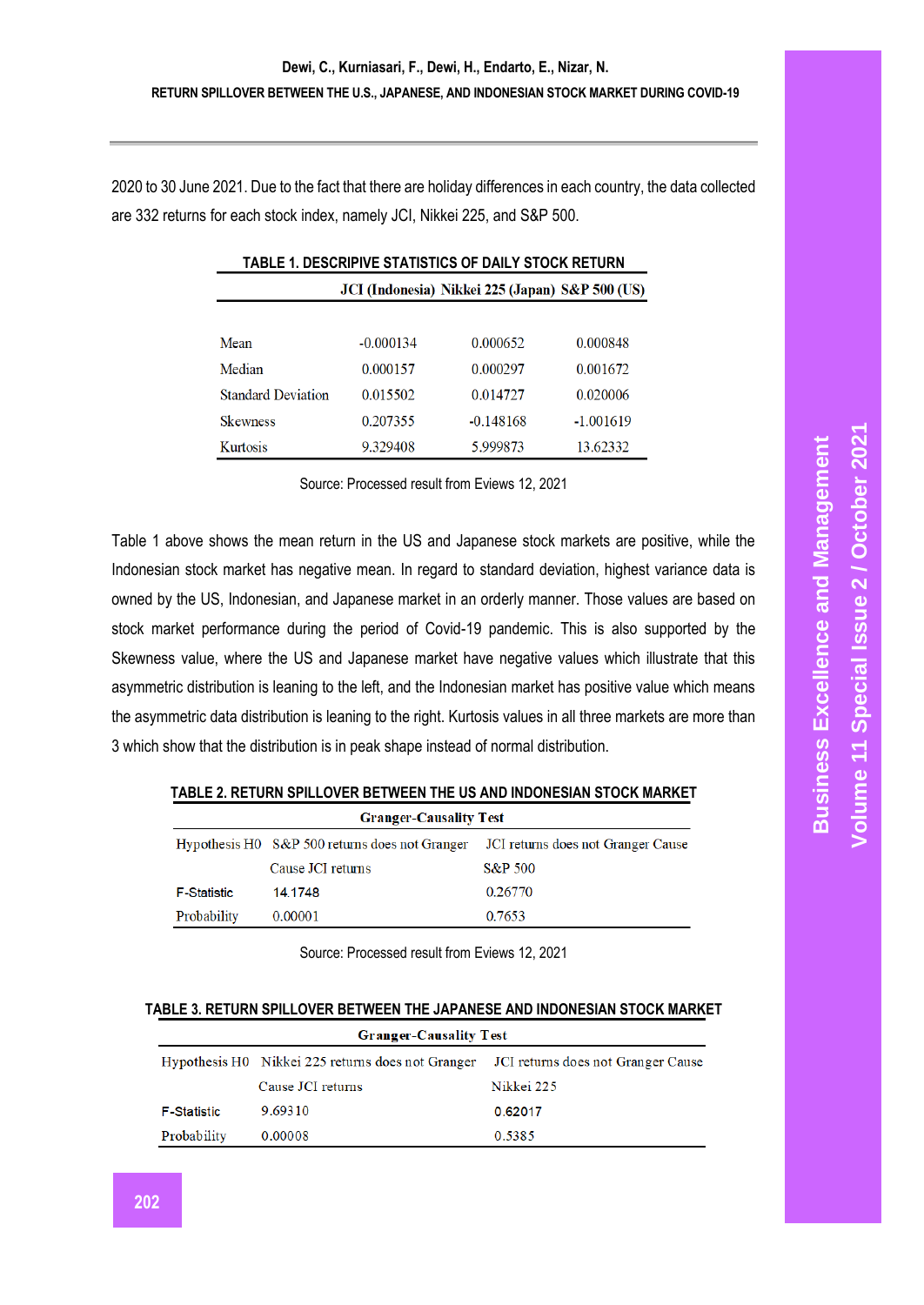2020 to 30 June 2021. Due to the fact that there are holiday differences in each country, the data collected are 332 returns for each stock index, namely JCI, Nikkei 225, and S&P 500.

**TABLE 1. DESCRIPIVE STATISTICS OF DAILY STOCK RETURN**

| | JCI (Indonesia) | Nikkei 225 (Japan) | S&P 500 (US) |
|---|---|---|---|
| Mean | -0.000134 | 0.000652 | 0.000848 |
| Median | 0.000157 | 0.000297 | 0.001672 |
| Standard Deviation | 0.015502 | 0.014727 | 0.020006 |
| Skewness | 0.207355 | -0.148168 | -1.001619 |
| Kurtosis | 9.329408 | 5.999873 | 13.62332 |

Source: Processed result from Eviews 12, 2021

Table 1 above shows the mean return in the US and Japanese stock markets are positive, while the Indonesian stock market has negative mean. In regard to standard deviation, highest variance data is owned by the US, Indonesian, and Japanese market in an orderly manner. Those values are based on stock market performance during the period of Covid-19 pandemic. This is also supported by the Skewness value, where the US and Japanese market have negative values which illustrate that this asymmetric distribution is leaning to the left, and the Indonesian market has positive value which means the asymmetric data distribution is leaning to the right. Kurtosis values in all three markets are more than 3 which show that the distribution is in peak shape instead of normal distribution.

**TABLE 2. RETURN SPILLOVER BETWEEN THE US AND INDONESIAN STOCK MARKET**

| Granger-Causality Test | | |
|---|---|---|
| Hypothesis H0 | S&P 500 returns does not Granger Cause JCI returns | JCI returns does not Granger Cause S&P 500 |
| F-Statistic | 14.1748 | 0.26770 |
| Probability | 0.00001 | 0.7653 |

Source: Processed result from Eviews 12, 2021

**TABLE 3. RETURN SPILLOVER BETWEEN THE JAPANESE AND INDONESIAN STOCK MARKET**

| Granger-Causality Test | | |
|---|---|---|
| Hypothesis H0 | Nikkei 225 returns does not Granger Cause JCI returns | JCI returns does not Granger Cause Nikkei 225 |
| F-Statistic | 9.69310 | 0.62017 |
| Probability | 0.00008 | 0.5385 |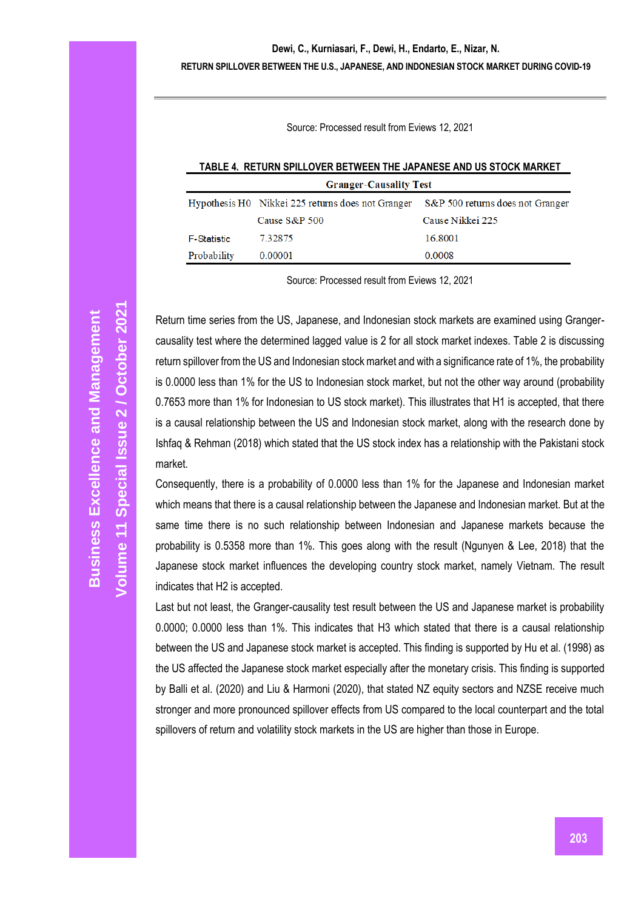Source: Processed result from Eviews 12, 2021

**TABLE 4. RETURN SPILLOVER BETWEEN THE JAPANESE AND US STOCK MARKET**

| Granger-Causality Test | | |
|---|---|---|
| Hypothesis H0 | Nikkei 225 returns does not Granger Cause S&P 500 | S&P 500 returns does not Granger Cause Nikkei 225 |
| F-Statistic | 7.32875 | 16.8001 |
| Probability | 0.00001 | 0.0008 |

Source: Processed result from Eviews 12, 2021

Return time series from the US, Japanese, and Indonesian stock markets are examined using Granger-causality test where the determined lagged value is 2 for all stock market indexes. Table 2 is discussing return spillover from the US and Indonesian stock market and with a significance rate of 1%, the probability is 0.0000 less than 1% for the US to Indonesian stock market, but not the other way around (probability 0.7653 more than 1% for Indonesian to US stock market). This illustrates that H1 is accepted, that there is a causal relationship between the US and Indonesian stock market, along with the research done by Ishfaq & Rehman (2018) which stated that the US stock index has a relationship with the Pakistani stock market.

Consequently, there is a probability of 0.0000 less than 1% for the Japanese and Indonesian market which means that there is a causal relationship between the Japanese and Indonesian market. But at the same time there is no such relationship between Indonesian and Japanese markets because the probability is 0.5358 more than 1%. This goes along with the result (Ngunyen & Lee, 2018) that the Japanese stock market influences the developing country stock market, namely Vietnam. The result indicates that H2 is accepted.

Last but not least, the Granger-causality test result between the US and Japanese market is probability 0.0000; 0.0000 less than 1%. This indicates that H3 which stated that there is a causal relationship between the US and Japanese stock market is accepted. This finding is supported by Hu et al. (1998) as the US affected the Japanese stock market especially after the monetary crisis. This finding is supported by Balli et al. (2020) and Liu & Harmoni (2020), that stated NZ equity sectors and NZSE receive much stronger and more pronounced spillover effects from US compared to the local counterpart and the total spillovers of return and volatility stock markets in the US are higher than those in Europe.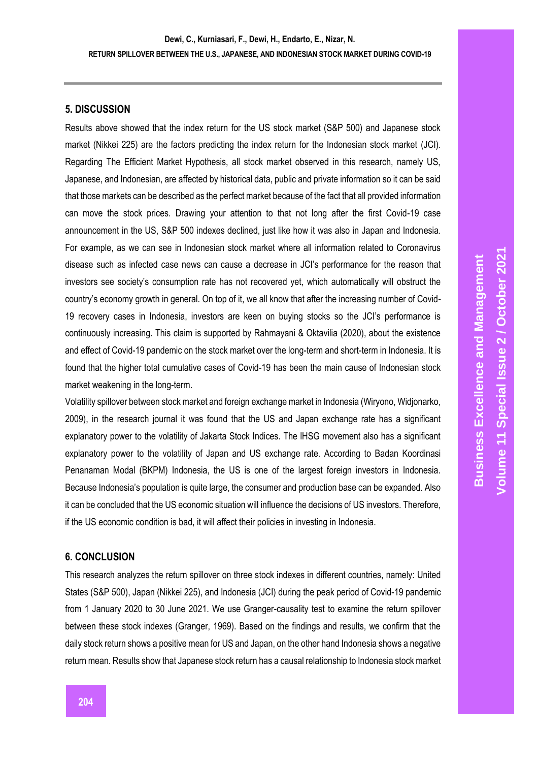## 5. DISCUSSION

Results above showed that the index return for the US stock market (S&P 500) and Japanese stock market (Nikkei 225) are the factors predicting the index return for the Indonesian stock market (JCI). Regarding The Efficient Market Hypothesis, all stock market observed in this research, namely US, Japanese, and Indonesian, are affected by historical data, public and private information so it can be said that those markets can be described as the perfect market because of the fact that all provided information can move the stock prices. Drawing your attention to that not long after the first Covid-19 case announcement in the US, S&P 500 indexes declined, just like how it was also in Japan and Indonesia. For example, as we can see in Indonesian stock market where all information related to Coronavirus disease such as infected case news can cause a decrease in JCI's performance for the reason that investors see society's consumption rate has not recovered yet, which automatically will obstruct the country's economy growth in general. On top of it, we all know that after the increasing number of Covid-19 recovery cases in Indonesia, investors are keen on buying stocks so the JCI's performance is continuously increasing. This claim is supported by Rahmayani & Oktavilia (2020), about the existence and effect of Covid-19 pandemic on the stock market over the long-term and short-term in Indonesia. It is found that the higher total cumulative cases of Covid-19 has been the main cause of Indonesian stock market weakening in the long-term.

Volatility spillover between stock market and foreign exchange market in Indonesia (Wiryono, Widjonarko, 2009), in the research journal it was found that the US and Japan exchange rate has a significant explanatory power to the volatility of Jakarta Stock Indices. The IHSG movement also has a significant explanatory power to the volatility of Japan and US exchange rate. According to Badan Koordinasi Penanaman Modal (BKPM) Indonesia, the US is one of the largest foreign investors in Indonesia. Because Indonesia's population is quite large, the consumer and production base can be expanded. Also it can be concluded that the US economic situation will influence the decisions of US investors. Therefore, if the US economic condition is bad, it will affect their policies in investing in Indonesia.

## 6. CONCLUSION

This research analyzes the return spillover on three stock indexes in different countries, namely: United States (S&P 500), Japan (Nikkei 225), and Indonesia (JCI) during the peak period of Covid-19 pandemic from 1 January 2020 to 30 June 2021. We use Granger-causality test to examine the return spillover between these stock indexes (Granger, 1969). Based on the findings and results, we confirm that the daily stock return shows a positive mean for US and Japan, on the other hand Indonesia shows a negative return mean. Results show that Japanese stock return has a causal relationship to Indonesia stock market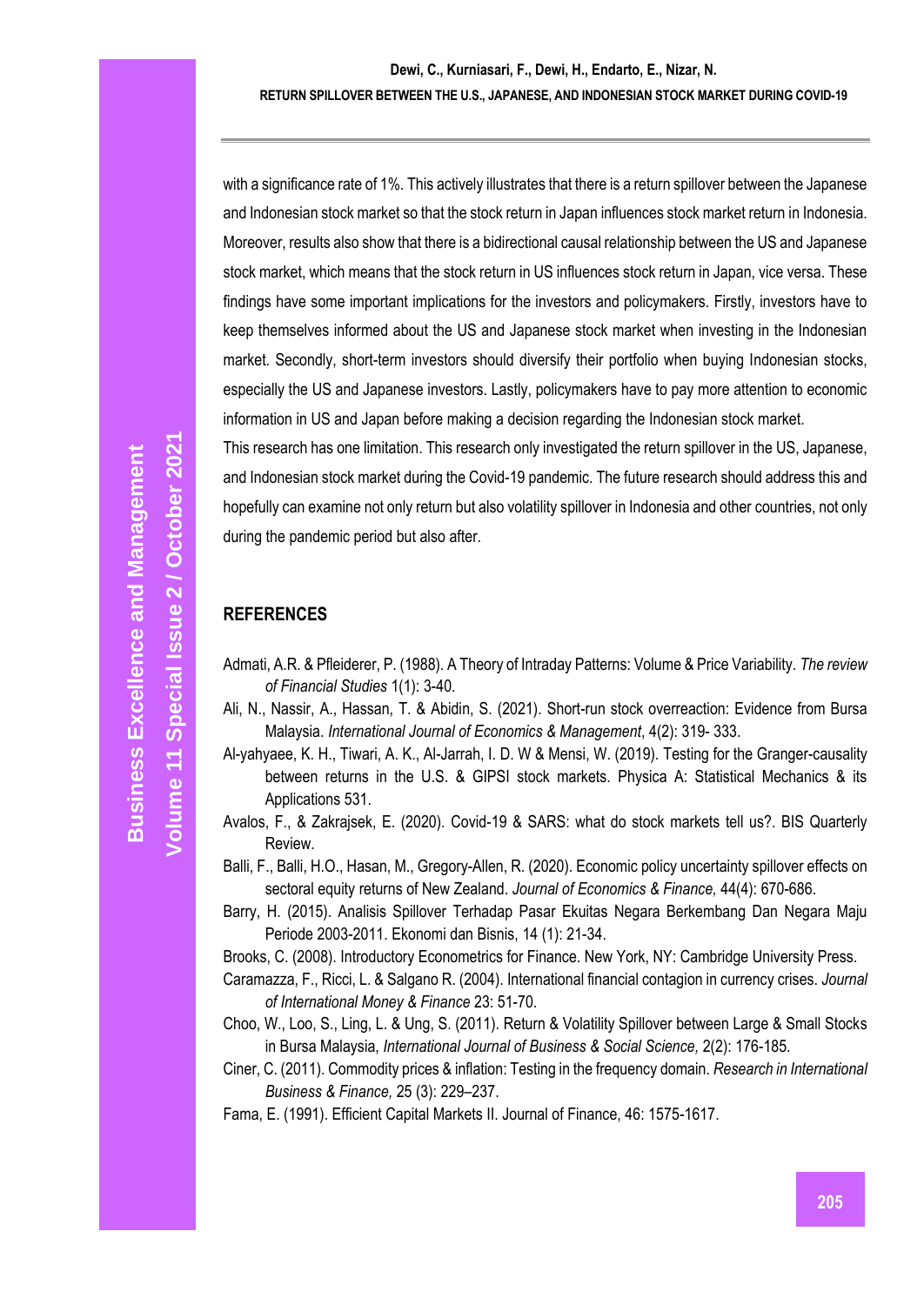with a significance rate of 1%. This actively illustrates that there is a return spillover between the Japanese and Indonesian stock market so that the stock return in Japan influences stock market return in Indonesia. Moreover, results also show that there is a bidirectional causal relationship between the US and Japanese stock market, which means that the stock return in US influences stock return in Japan, vice versa. These findings have some important implications for the investors and policymakers. Firstly, investors have to keep themselves informed about the US and Japanese stock market when investing in the Indonesian market. Secondly, short-term investors should diversify their portfolio when buying Indonesian stocks, especially the US and Japanese investors. Lastly, policymakers have to pay more attention to economic information in US and Japan before making a decision regarding the Indonesian stock market.

This research has one limitation. This research only investigated the return spillover in the US, Japanese, and Indonesian stock market during the Covid-19 pandemic. The future research should address this and hopefully can examine not only return but also volatility spillover in Indonesia and other countries, not only during the pandemic period but also after.

## REFERENCES

Admati, A.R. & Pfleiderer, P. (1988). A Theory of Intraday Patterns: Volume & Price Variability. *The review of Financial Studies* 1(1): 3-40.

Ali, N., Nassir, A., Hassan, T. & Abidin, S. (2021). Short-run stock overreaction: Evidence from Bursa Malaysia. *International Journal of Economics & Management*, 4(2): 319- 333.

Al-yahyaee, K. H., Tiwari, A. K., Al-Jarrah, I. D. W & Mensi, W. (2019). Testing for the Granger-causality between returns in the U.S. & GIPSI stock markets. Physica A: Statistical Mechanics & its Applications 531.

Avalos, F., & Zakrajsek, E. (2020). Covid-19 & SARS: what do stock markets tell us?. BIS Quarterly Review.

Balli, F., Balli, H.O., Hasan, M., Gregory-Allen, R. (2020). Economic policy uncertainty spillover effects on sectoral equity returns of New Zealand. *Journal of Economics & Finance,* 44(4): 670-686.

Barry, H. (2015). Analisis Spillover Terhadap Pasar Ekuitas Negara Berkembang Dan Negara Maju Periode 2003-2011. Ekonomi dan Bisnis, 14 (1): 21-34.

Brooks, C. (2008). Introductory Econometrics for Finance. New York, NY: Cambridge University Press.

Caramazza, F., Ricci, L. & Salgano R. (2004). International financial contagion in currency crises. *Journal of International Money & Finance* 23: 51-70.

Choo, W., Loo, S., Ling, L. & Ung, S. (2011). Return & Volatility Spillover between Large & Small Stocks in Bursa Malaysia, *International Journal of Business & Social Science,* 2(2): 176-185.

Ciner, C. (2011). Commodity prices & inflation: Testing in the frequency domain. *Research in International Business & Finance,* 25 (3): 229–237.

Fama, E. (1991). Efficient Capital Markets II. Journal of Finance, 46: 1575-1617.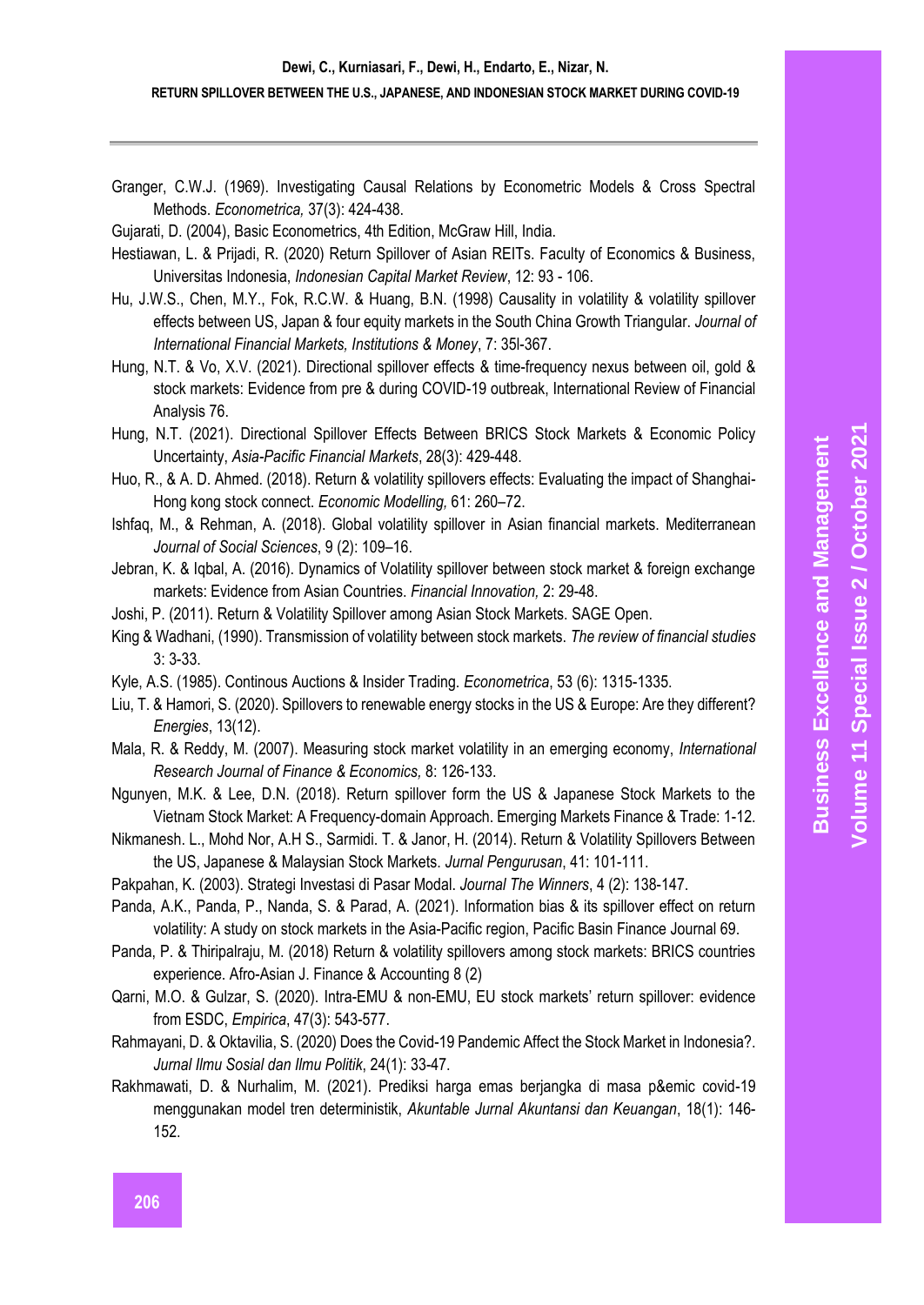Granger, C.W.J. (1969). Investigating Causal Relations by Econometric Models & Cross Spectral Methods. *Econometrica,* 37(3): 424-438.

Gujarati, D. (2004), Basic Econometrics, 4th Edition, McGraw Hill, India.

Hestiawan, L. & Prijadi, R. (2020) Return Spillover of Asian REITs. Faculty of Economics & Business, Universitas Indonesia, *Indonesian Capital Market Review*, 12: 93 - 106.

Hu, J.W.S., Chen, M.Y., Fok, R.C.W. & Huang, B.N. (1998) Causality in volatility & volatility spillover effects between US, Japan & four equity markets in the South China Growth Triangular. *Journal of International Financial Markets, Institutions & Money*, 7: 35l-367.

Hung, N.T. & Vo, X.V. (2021). Directional spillover effects & time-frequency nexus between oil, gold & stock markets: Evidence from pre & during COVID-19 outbreak, International Review of Financial Analysis 76.

Hung, N.T. (2021). Directional Spillover Effects Between BRICS Stock Markets & Economic Policy Uncertainty, *Asia-Pacific Financial Markets*, 28(3): 429-448.

Huo, R., & A. D. Ahmed. (2018). Return & volatility spillovers effects: Evaluating the impact of Shanghai-Hong kong stock connect. *Economic Modelling,* 61: 260–72.

Ishfaq, M., & Rehman, A. (2018). Global volatility spillover in Asian financial markets. Mediterranean *Journal of Social Sciences*, 9 (2): 109–16.

Jebran, K. & Iqbal, A. (2016). Dynamics of Volatility spillover between stock market & foreign exchange markets: Evidence from Asian Countries. *Financial Innovation,* 2: 29-48.

Joshi, P. (2011). Return & Volatility Spillover among Asian Stock Markets. SAGE Open.

King & Wadhani, (1990). Transmission of volatility between stock markets. *The review of financial studies* 3: 3-33.

Kyle, A.S. (1985). Continous Auctions & Insider Trading. *Econometrica*, 53 (6): 1315-1335.

Liu, T. & Hamori, S. (2020). Spillovers to renewable energy stocks in the US & Europe: Are they different? *Energies*, 13(12).

Mala, R. & Reddy, M. (2007). Measuring stock market volatility in an emerging economy, *International Research Journal of Finance & Economics,* 8: 126-133.

Ngunyen, M.K. & Lee, D.N. (2018). Return spillover form the US & Japanese Stock Markets to the Vietnam Stock Market: A Frequency-domain Approach. Emerging Markets Finance & Trade: 1-12.

Nikmanesh. L., Mohd Nor, A.H S., Sarmidi. T. & Janor, H. (2014). Return & Volatility Spillovers Between the US, Japanese & Malaysian Stock Markets. *Jurnal Pengurusan*, 41: 101-111.

Pakpahan, K. (2003). Strategi Investasi di Pasar Modal. *Journal The Winners*, 4 (2): 138-147.

Panda, A.K., Panda, P., Nanda, S. & Parad, A. (2021). Information bias & its spillover effect on return volatility: A study on stock markets in the Asia-Pacific region, Pacific Basin Finance Journal 69.

Panda, P. & Thiripalraju, M. (2018) Return & volatility spillovers among stock markets: BRICS countries experience. Afro-Asian J. Finance & Accounting 8 (2)

Qarni, M.O. & Gulzar, S. (2020). Intra-EMU & non-EMU, EU stock markets' return spillover: evidence from ESDC, *Empirica*, 47(3): 543-577.

Rahmayani, D. & Oktavilia, S. (2020) Does the Covid-19 Pandemic Affect the Stock Market in Indonesia?. *Jurnal Ilmu Sosial dan Ilmu Politik*, 24(1): 33-47.

Rakhmawati, D. & Nurhalim, M. (2021). Prediksi harga emas berjangka di masa p&emic covid-19 menggunakan model tren deterministik, *Akuntable Jurnal Akuntansi dan Keuangan*, 18(1): 146-152.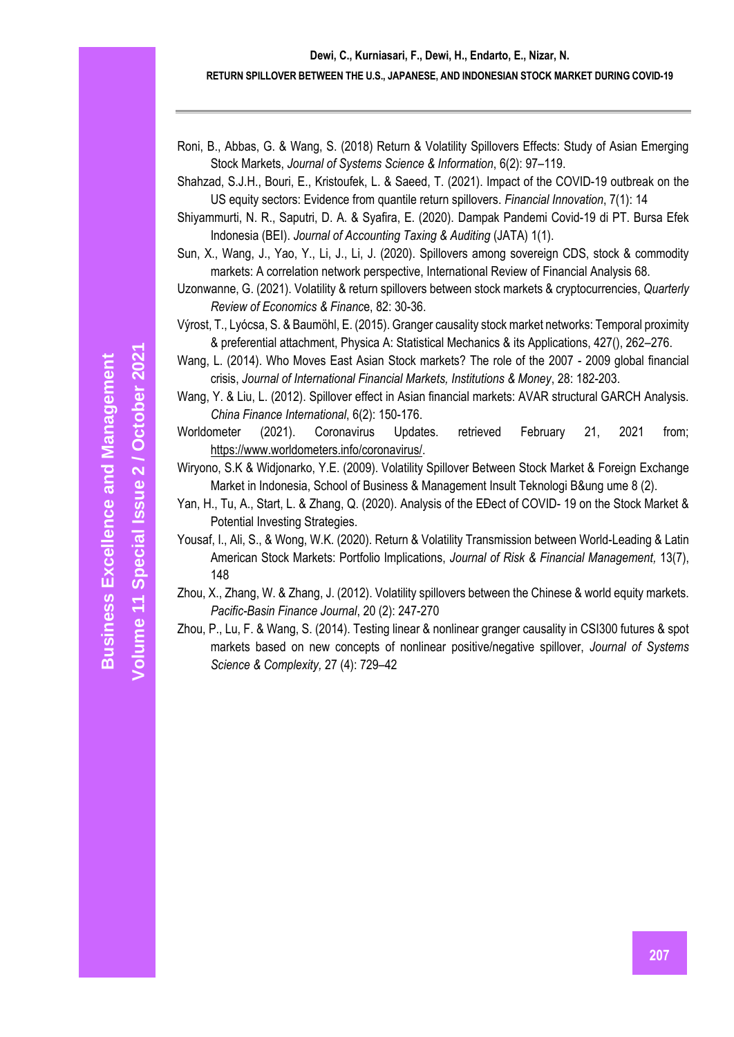Roni, B., Abbas, G. & Wang, S. (2018) Return & Volatility Spillovers Effects: Study of Asian Emerging Stock Markets, *Journal of Systems Science & Information*, 6(2): 97–119.

Shahzad, S.J.H., Bouri, E., Kristoufek, L. & Saeed, T. (2021). Impact of the COVID-19 outbreak on the US equity sectors: Evidence from quantile return spillovers. *Financial Innovation*, 7(1): 14

Shiyammurti, N. R., Saputri, D. A. & Syafira, E. (2020). Dampak Pandemi Covid-19 di PT. Bursa Efek Indonesia (BEI). *Journal of Accounting Taxing & Auditing* (JATA) 1(1).

Sun, X., Wang, J., Yao, Y., Li, J., Li, J. (2020). Spillovers among sovereign CDS, stock & commodity markets: A correlation network perspective, International Review of Financial Analysis 68.

Uzonwanne, G. (2021). Volatility & return spillovers between stock markets & cryptocurrencies, *Quarterly Review of Economics & Finance*, 82: 30-36.

Výrost, T., Lyócsa, S. & Baumöhl, E. (2015). Granger causality stock market networks: Temporal proximity & preferential attachment, Physica A: Statistical Mechanics & its Applications, 427(), 262–276.

Wang, L. (2014). Who Moves East Asian Stock markets? The role of the 2007 - 2009 global financial crisis, *Journal of International Financial Markets, Institutions & Money*, 28: 182-203.

Wang, Y. & Liu, L. (2012). Spillover effect in Asian financial markets: AVAR structural GARCH Analysis. *China Finance International*, 6(2): 150-176.

Worldometer (2021). Coronavirus Updates. retrieved February 21, 2021 from; https://www.worldometers.info/coronavirus/.

Wiryono, S.K & Widjonarko, Y.E. (2009). Volatility Spillover Between Stock Market & Foreign Exchange Market in Indonesia, School of Business & Management Insult Teknologi B&ung ume 8 (2).

Yan, H., Tu, A., Start, L. & Zhang, Q. (2020). Analysis of the EĐect of COVID- 19 on the Stock Market & Potential Investing Strategies.

Yousaf, I., Ali, S., & Wong, W.K. (2020). Return & Volatility Transmission between World-Leading & Latin American Stock Markets: Portfolio Implications, *Journal of Risk & Financial Management,* 13(7), 148

Zhou, X., Zhang, W. & Zhang, J. (2012). Volatility spillovers between the Chinese & world equity markets. *Pacific-Basin Finance Journal*, 20 (2): 247-270

Zhou, P., Lu, F. & Wang, S. (2014). Testing linear & nonlinear granger causality in CSI300 futures & spot markets based on new concepts of nonlinear positive/negative spillover, *Journal of Systems Science & Complexity,* 27 (4): 729–42